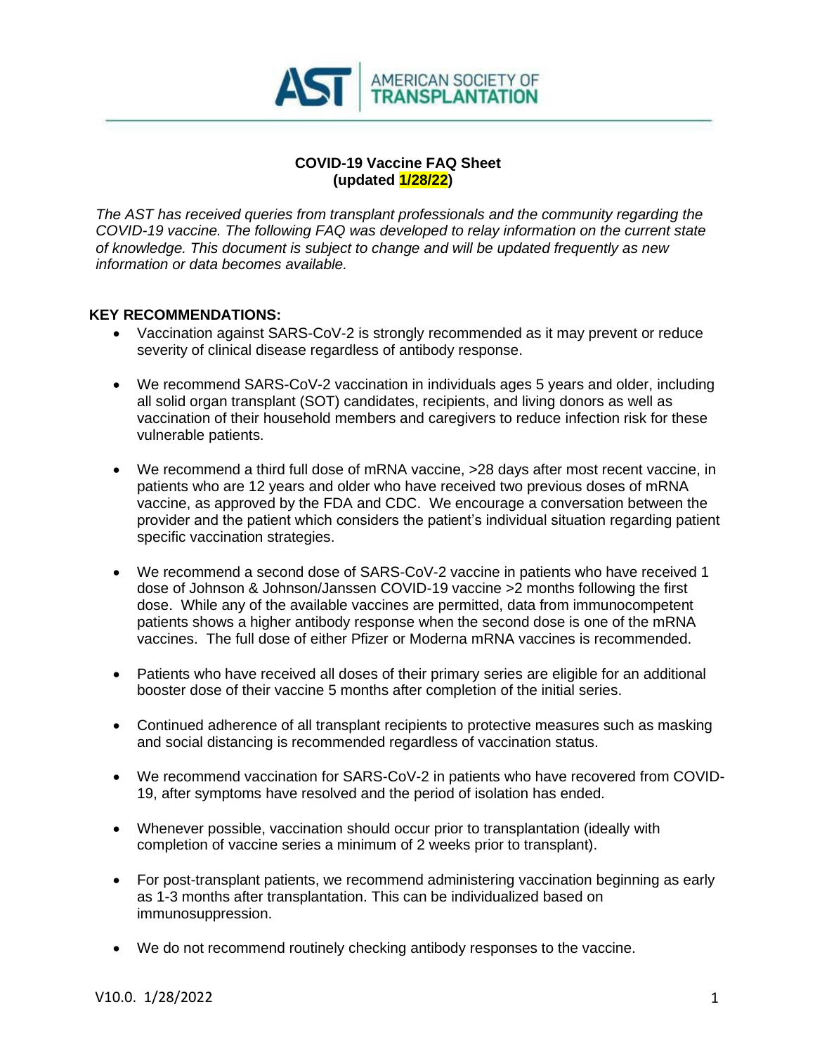AMERICAN SOCIETY OF TRANSPLANTATION

# COVID-19 Vaccine FAQ Sheet
**(updated 1/28/22)**

*The AST has received queries from transplant professionals and the community regarding the COVID-19 vaccine. The following FAQ was developed to relay information on the current state of knowledge. This document is subject to change and will be updated frequently as new information or data becomes available.*

## KEY RECOMMENDATIONS:

- Vaccination against SARS-CoV-2 is strongly recommended as it may prevent or reduce severity of clinical disease regardless of antibody response.

- We recommend SARS-CoV-2 vaccination in individuals ages 5 years and older, including all solid organ transplant (SOT) candidates, recipients, and living donors as well as vaccination of their household members and caregivers to reduce infection risk for these vulnerable patients.

- We recommend a third full dose of mRNA vaccine, >28 days after most recent vaccine, in patients who are 12 years and older who have received two previous doses of mRNA vaccine, as approved by the FDA and CDC. We encourage a conversation between the provider and the patient which considers the patient's individual situation regarding patient specific vaccination strategies.

- We recommend a second dose of SARS-CoV-2 vaccine in patients who have received 1 dose of Johnson & Johnson/Janssen COVID-19 vaccine >2 months following the first dose. While any of the available vaccines are permitted, data from immunocompetent patients shows a higher antibody response when the second dose is one of the mRNA vaccines. The full dose of either Pfizer or Moderna mRNA vaccines is recommended.

- Patients who have received all doses of their primary series are eligible for an additional booster dose of their vaccine 5 months after completion of the initial series.

- Continued adherence of all transplant recipients to protective measures such as masking and social distancing is recommended regardless of vaccination status.

- We recommend vaccination for SARS-CoV-2 in patients who have recovered from COVID-19, after symptoms have resolved and the period of isolation has ended.

- Whenever possible, vaccination should occur prior to transplantation (ideally with completion of vaccine series a minimum of 2 weeks prior to transplant).

- For post-transplant patients, we recommend administering vaccination beginning as early as 1-3 months after transplantation. This can be individualized based on immunosuppression.

- We do not recommend routinely checking antibody responses to the vaccine.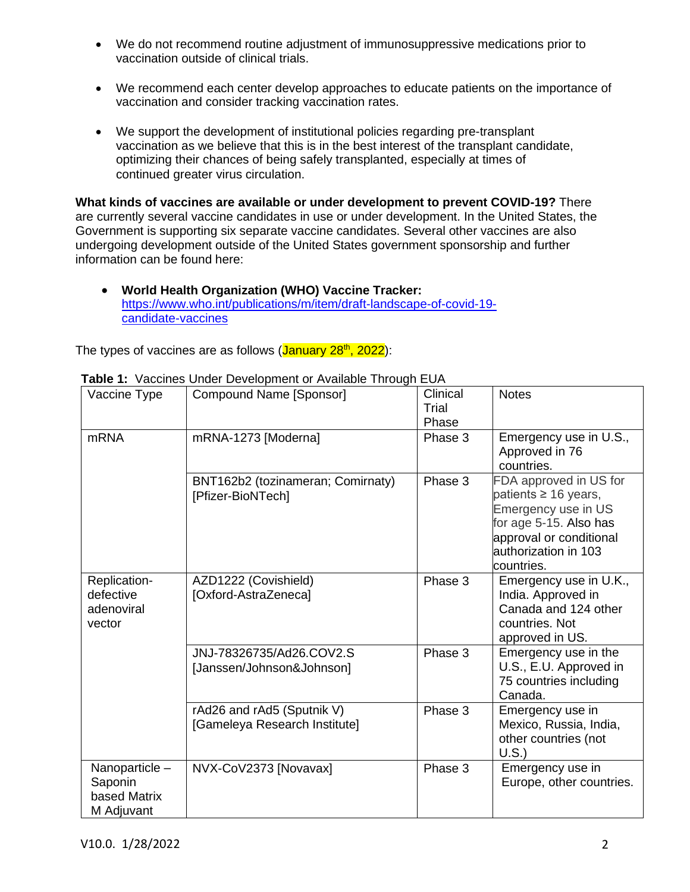- We do not recommend routine adjustment of immunosuppressive medications prior to vaccination outside of clinical trials.
- We recommend each center develop approaches to educate patients on the importance of vaccination and consider tracking vaccination rates.
- We support the development of institutional policies regarding pre-transplant vaccination as we believe that this is in the best interest of the transplant candidate, optimizing their chances of being safely transplanted, especially at times of continued greater virus circulation.

**What kinds of vaccines are available or under development to prevent COVID-19?** There are currently several vaccine candidates in use or under development. In the United States, the Government is supporting six separate vaccine candidates. Several other vaccines are also undergoing development outside of the United States government sponsorship and further information can be found here:

- **World Health Organization (WHO) Vaccine Tracker:** https://www.who.int/publications/m/item/draft-landscape-of-covid-19-candidate-vaccines

The types of vaccines are as follows (January 28th, 2022):

**Table 1:** Vaccines Under Development or Available Through EUA

| Vaccine Type | Compound Name [Sponsor] | Clinical Trial Phase | Notes |
|---|---|---|---|
| mRNA | mRNA-1273 [Moderna] | Phase 3 | Emergency use in U.S., Approved in 76 countries. |
| | BNT162b2 (tozinameran; Comirnaty) [Pfizer-BioNTech] | Phase 3 | FDA approved in US for patients ≥ 16 years, Emergency use in US for age 5-15. Also has approval or conditional authorization in 103 countries. |
| Replication-defective adenoviral vector | AZD1222 (Covishield) [Oxford-AstraZeneca] | Phase 3 | Emergency use in U.K., India. Approved in Canada and 124 other countries. Not approved in US. |
| | JNJ-78326735/Ad26.COV2.S [Janssen/Johnson&Johnson] | Phase 3 | Emergency use in the U.S., E.U. Approved in 75 countries including Canada. |
| | rAd26 and rAd5 (Sputnik V) [Gameleya Research Institute] | Phase 3 | Emergency use in Mexico, Russia, India, other countries (not U.S.) |
| Nanoparticle – Saponin based Matrix M Adjuvant | NVX-CoV2373 [Novavax] | Phase 3 | Emergency use in Europe, other countries. |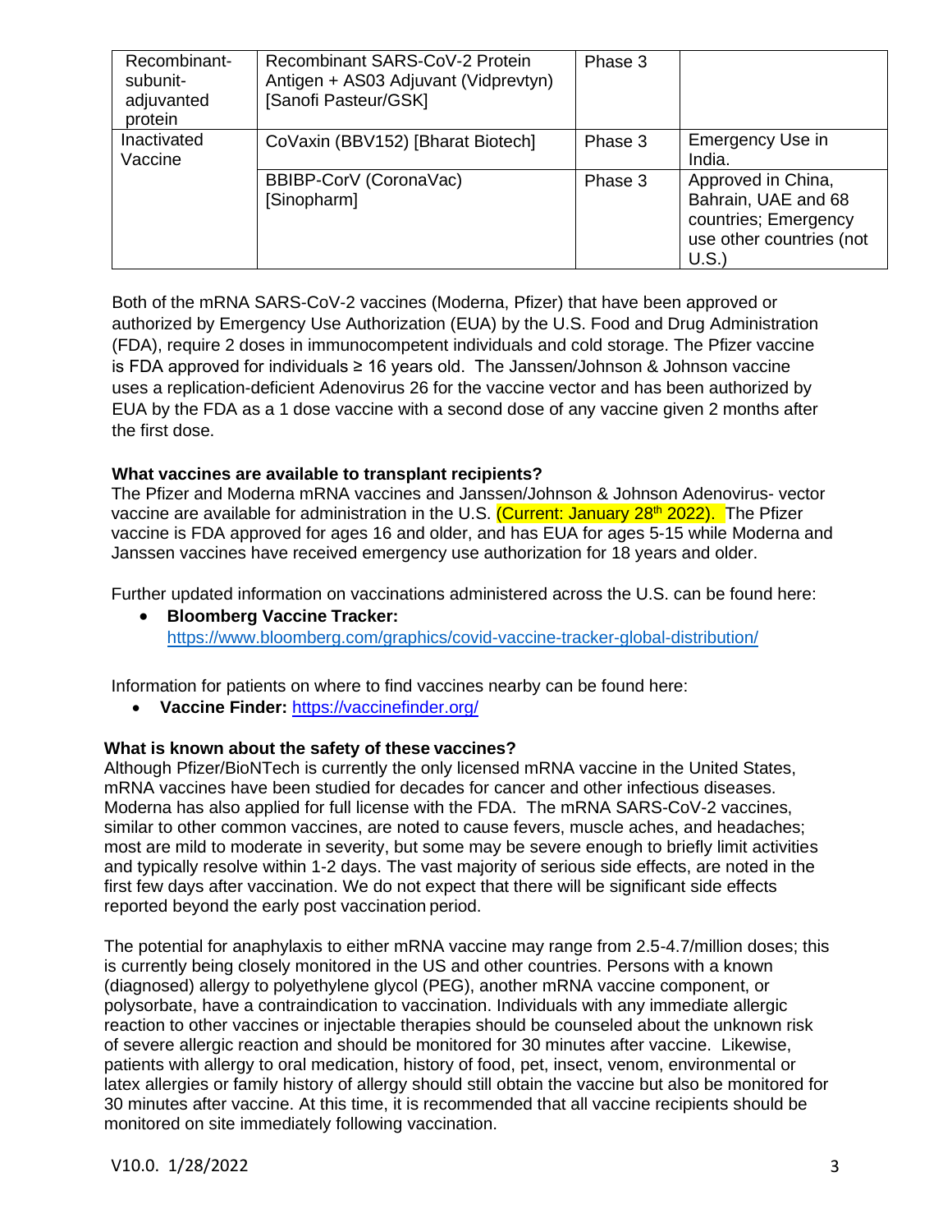| Recombinant-subunit-adjuvanted protein | Recombinant SARS-CoV-2 Protein Antigen + AS03 Adjuvant (Vidprevtyn) [Sanofi Pasteur/GSK] | Phase 3 | |
|---|---|---|---|
| Inactivated Vaccine | CoVaxin (BBV152) [Bharat Biotech] | Phase 3 | Emergency Use in India. |
| | BBIBP-CorV (CoronaVac) [Sinopharm] | Phase 3 | Approved in China, Bahrain, UAE and 68 countries; Emergency use other countries (not U.S.) |

Both of the mRNA SARS-CoV-2 vaccines (Moderna, Pfizer) that have been approved or authorized by Emergency Use Authorization (EUA) by the U.S. Food and Drug Administration (FDA), require 2 doses in immunocompetent individuals and cold storage. The Pfizer vaccine is FDA approved for individuals ≥ 16 years old. The Janssen/Johnson & Johnson vaccine uses a replication-deficient Adenovirus 26 for the vaccine vector and has been authorized by EUA by the FDA as a 1 dose vaccine with a second dose of any vaccine given 2 months after the first dose.

**What vaccines are available to transplant recipients?**
The Pfizer and Moderna mRNA vaccines and Janssen/Johnson & Johnson Adenovirus- vector vaccine are available for administration in the U.S. (Current: January 28th 2022). The Pfizer vaccine is FDA approved for ages 16 and older, and has EUA for ages 5-15 while Moderna and Janssen vaccines have received emergency use authorization for 18 years and older.

Further updated information on vaccinations administered across the U.S. can be found here:

- **Bloomberg Vaccine Tracker:** https://www.bloomberg.com/graphics/covid-vaccine-tracker-global-distribution/

Information for patients on where to find vaccines nearby can be found here:

- **Vaccine Finder:** https://vaccinefinder.org/

**What is known about the safety of these vaccines?**
Although Pfizer/BioNTech is currently the only licensed mRNA vaccine in the United States, mRNA vaccines have been studied for decades for cancer and other infectious diseases. Moderna has also applied for full license with the FDA. The mRNA SARS-CoV-2 vaccines, similar to other common vaccines, are noted to cause fevers, muscle aches, and headaches; most are mild to moderate in severity, but some may be severe enough to briefly limit activities and typically resolve within 1-2 days. The vast majority of serious side effects, are noted in the first few days after vaccination. We do not expect that there will be significant side effects reported beyond the early post vaccination period.

The potential for anaphylaxis to either mRNA vaccine may range from 2.5-4.7/million doses; this is currently being closely monitored in the US and other countries. Persons with a known (diagnosed) allergy to polyethylene glycol (PEG), another mRNA vaccine component, or polysorbate, have a contraindication to vaccination. Individuals with any immediate allergic reaction to other vaccines or injectable therapies should be counseled about the unknown risk of severe allergic reaction and should be monitored for 30 minutes after vaccine. Likewise, patients with allergy to oral medication, history of food, pet, insect, venom, environmental or latex allergies or family history of allergy should still obtain the vaccine but also be monitored for 30 minutes after vaccine. At this time, it is recommended that all vaccine recipients should be monitored on site immediately following vaccination.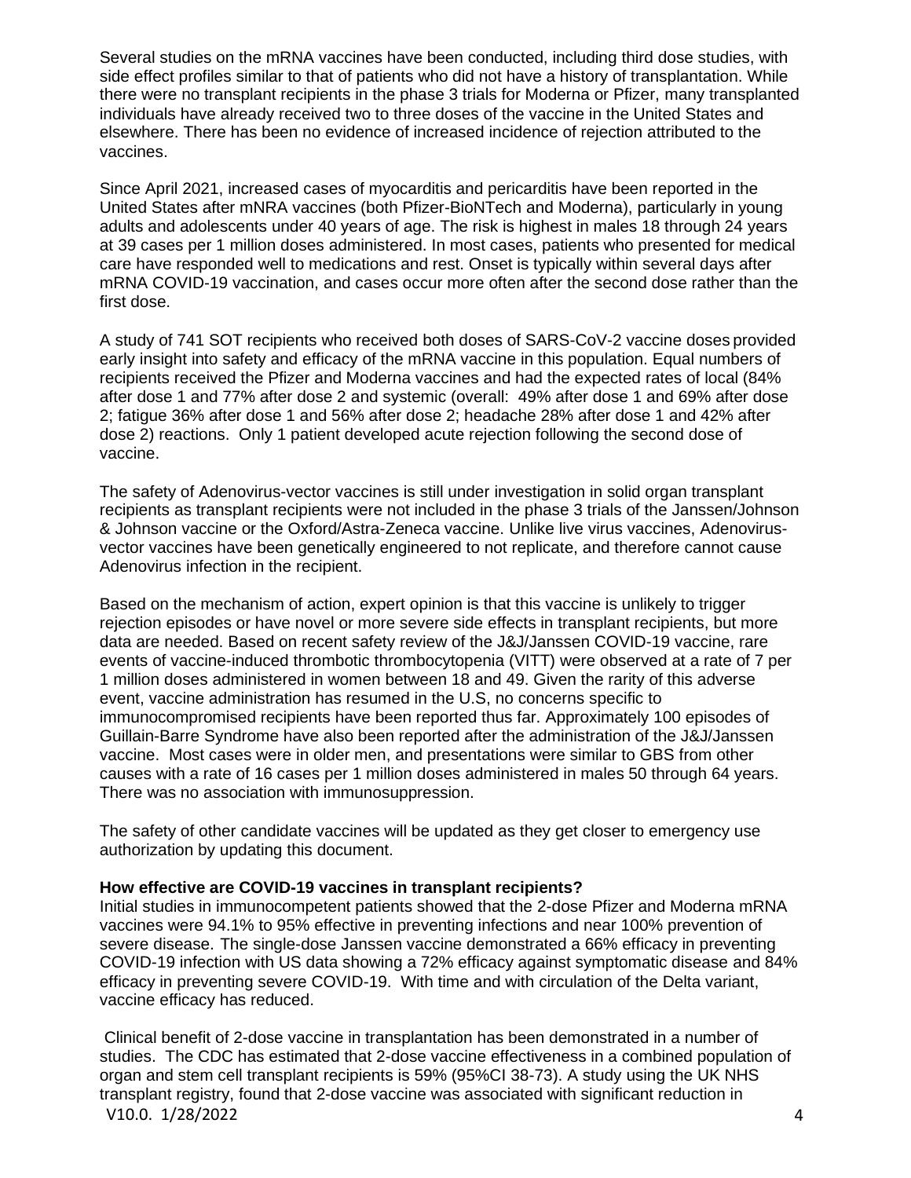Several studies on the mRNA vaccines have been conducted, including third dose studies, with side effect profiles similar to that of patients who did not have a history of transplantation. While there were no transplant recipients in the phase 3 trials for Moderna or Pfizer, many transplanted individuals have already received two to three doses of the vaccine in the United States and elsewhere. There has been no evidence of increased incidence of rejection attributed to the vaccines.

Since April 2021, increased cases of myocarditis and pericarditis have been reported in the United States after mNRA vaccines (both Pfizer-BioNTech and Moderna), particularly in young adults and adolescents under 40 years of age. The risk is highest in males 18 through 24 years at 39 cases per 1 million doses administered. In most cases, patients who presented for medical care have responded well to medications and rest. Onset is typically within several days after mRNA COVID-19 vaccination, and cases occur more often after the second dose rather than the first dose.

A study of 741 SOT recipients who received both doses of SARS-CoV-2 vaccine doses provided early insight into safety and efficacy of the mRNA vaccine in this population. Equal numbers of recipients received the Pfizer and Moderna vaccines and had the expected rates of local (84% after dose 1 and 77% after dose 2 and systemic (overall: 49% after dose 1 and 69% after dose 2; fatigue 36% after dose 1 and 56% after dose 2; headache 28% after dose 1 and 42% after dose 2) reactions. Only 1 patient developed acute rejection following the second dose of vaccine.

The safety of Adenovirus-vector vaccines is still under investigation in solid organ transplant recipients as transplant recipients were not included in the phase 3 trials of the Janssen/Johnson & Johnson vaccine or the Oxford/Astra-Zeneca vaccine. Unlike live virus vaccines, Adenovirus-vector vaccines have been genetically engineered to not replicate, and therefore cannot cause Adenovirus infection in the recipient.

Based on the mechanism of action, expert opinion is that this vaccine is unlikely to trigger rejection episodes or have novel or more severe side effects in transplant recipients, but more data are needed. Based on recent safety review of the J&J/Janssen COVID-19 vaccine, rare events of vaccine-induced thrombotic thrombocytopenia (VITT) were observed at a rate of 7 per 1 million doses administered in women between 18 and 49. Given the rarity of this adverse event, vaccine administration has resumed in the U.S, no concerns specific to immunocompromised recipients have been reported thus far. Approximately 100 episodes of Guillain-Barre Syndrome have also been reported after the administration of the J&J/Janssen vaccine. Most cases were in older men, and presentations were similar to GBS from other causes with a rate of 16 cases per 1 million doses administered in males 50 through 64 years. There was no association with immunosuppression.

The safety of other candidate vaccines will be updated as they get closer to emergency use authorization by updating this document.

**How effective are COVID-19 vaccines in transplant recipients?**

Initial studies in immunocompetent patients showed that the 2-dose Pfizer and Moderna mRNA vaccines were 94.1% to 95% effective in preventing infections and near 100% prevention of severe disease. The single-dose Janssen vaccine demonstrated a 66% efficacy in preventing COVID-19 infection with US data showing a 72% efficacy against symptomatic disease and 84% efficacy in preventing severe COVID-19. With time and with circulation of the Delta variant, vaccine efficacy has reduced.

Clinical benefit of 2-dose vaccine in transplantation has been demonstrated in a number of studies. The CDC has estimated that 2-dose vaccine effectiveness in a combined population of organ and stem cell transplant recipients is 59% (95%CI 38-73). A study using the UK NHS transplant registry, found that 2-dose vaccine was associated with significant reduction in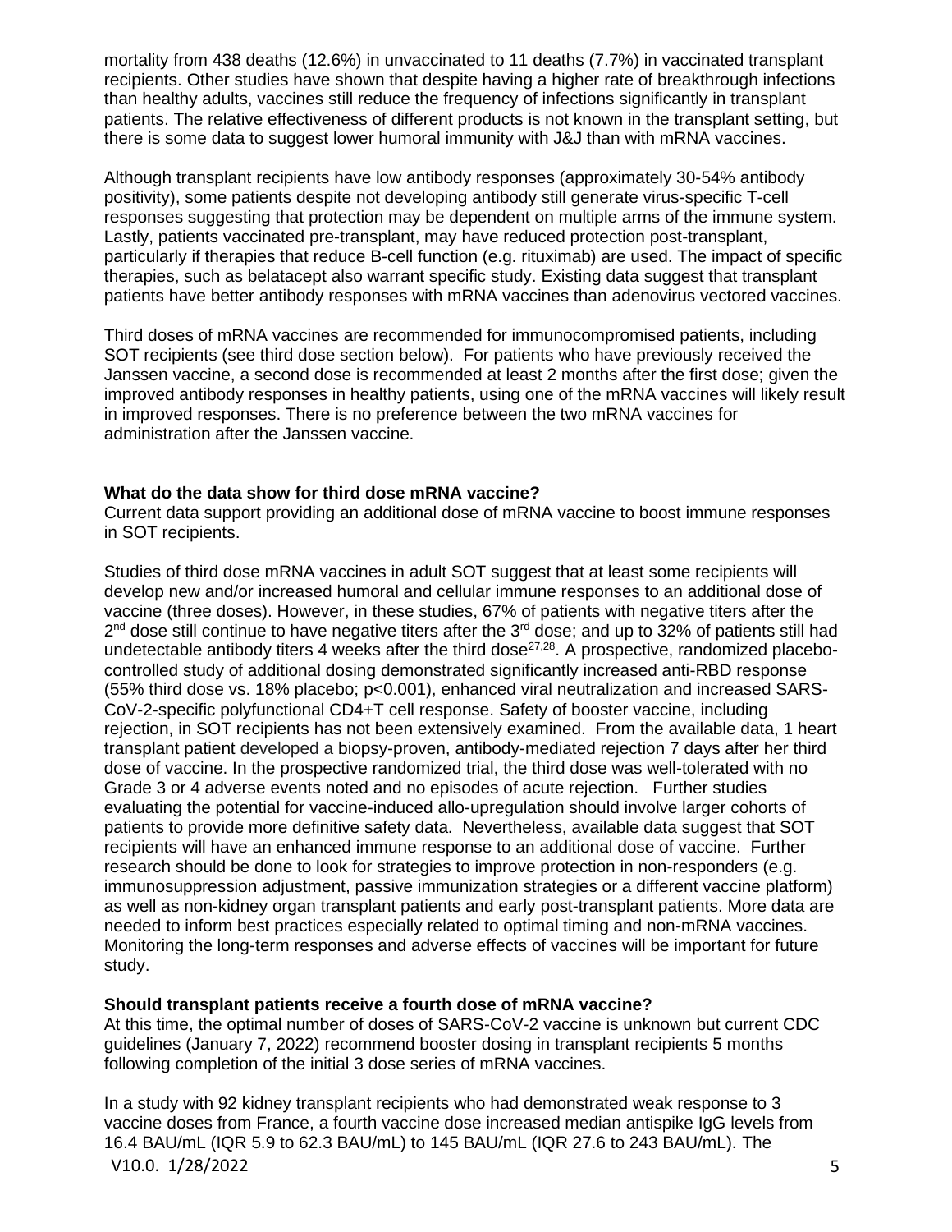mortality from 438 deaths (12.6%) in unvaccinated to 11 deaths (7.7%) in vaccinated transplant recipients. Other studies have shown that despite having a higher rate of breakthrough infections than healthy adults, vaccines still reduce the frequency of infections significantly in transplant patients. The relative effectiveness of different products is not known in the transplant setting, but there is some data to suggest lower humoral immunity with J&J than with mRNA vaccines.

Although transplant recipients have low antibody responses (approximately 30-54% antibody positivity), some patients despite not developing antibody still generate virus-specific T-cell responses suggesting that protection may be dependent on multiple arms of the immune system. Lastly, patients vaccinated pre-transplant, may have reduced protection post-transplant, particularly if therapies that reduce B-cell function (e.g. rituximab) are used. The impact of specific therapies, such as belatacept also warrant specific study. Existing data suggest that transplant patients have better antibody responses with mRNA vaccines than adenovirus vectored vaccines.

Third doses of mRNA vaccines are recommended for immunocompromised patients, including SOT recipients (see third dose section below). For patients who have previously received the Janssen vaccine, a second dose is recommended at least 2 months after the first dose; given the improved antibody responses in healthy patients, using one of the mRNA vaccines will likely result in improved responses. There is no preference between the two mRNA vaccines for administration after the Janssen vaccine.

**What do the data show for third dose mRNA vaccine?**
Current data support providing an additional dose of mRNA vaccine to boost immune responses in SOT recipients.

Studies of third dose mRNA vaccines in adult SOT suggest that at least some recipients will develop new and/or increased humoral and cellular immune responses to an additional dose of vaccine (three doses). However, in these studies, 67% of patients with negative titers after the 2nd dose still continue to have negative titers after the 3rd dose; and up to 32% of patients still had undetectable antibody titers 4 weeks after the third dose[27,28]. A prospective, randomized placebo-controlled study of additional dosing demonstrated significantly increased anti-RBD response (55% third dose vs. 18% placebo; $p<0.001$), enhanced viral neutralization and increased SARS-CoV-2-specific polyfunctional CD4+T cell response. Safety of booster vaccine, including rejection, in SOT recipients has not been extensively examined. From the available data, 1 heart transplant patient developed a biopsy-proven, antibody-mediated rejection 7 days after her third dose of vaccine. In the prospective randomized trial, the third dose was well-tolerated with no Grade 3 or 4 adverse events noted and no episodes of acute rejection. Further studies evaluating the potential for vaccine-induced allo-upregulation should involve larger cohorts of patients to provide more definitive safety data. Nevertheless, available data suggest that SOT recipients will have an enhanced immune response to an additional dose of vaccine. Further research should be done to look for strategies to improve protection in non-responders (e.g. immunosuppression adjustment, passive immunization strategies or a different vaccine platform) as well as non-kidney organ transplant patients and early post-transplant patients. More data are needed to inform best practices especially related to optimal timing and non-mRNA vaccines. Monitoring the long-term responses and adverse effects of vaccines will be important for future study.

**Should transplant patients receive a fourth dose of mRNA vaccine?**
At this time, the optimal number of doses of SARS-CoV-2 vaccine is unknown but current CDC guidelines (January 7, 2022) recommend booster dosing in transplant recipients 5 months following completion of the initial 3 dose series of mRNA vaccines.

In a study with 92 kidney transplant recipients who had demonstrated weak response to 3 vaccine doses from France, a fourth vaccine dose increased median antispike IgG levels from 16.4 BAU/mL (IQR 5.9 to 62.3 BAU/mL) to 145 BAU/mL (IQR 27.6 to 243 BAU/mL). The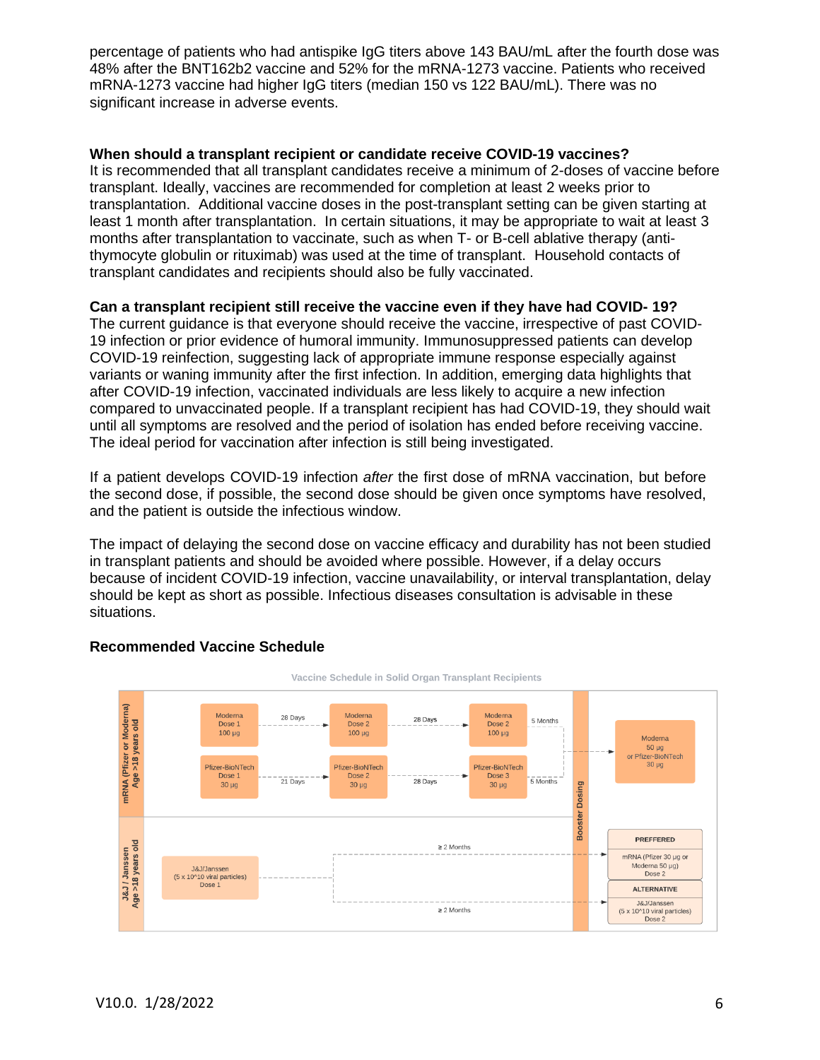percentage of patients who had antispike IgG titers above 143 BAU/mL after the fourth dose was 48% after the BNT162b2 vaccine and 52% for the mRNA-1273 vaccine. Patients who received mRNA-1273 vaccine had higher IgG titers (median 150 vs 122 BAU/mL). There was no significant increase in adverse events.

**When should a transplant recipient or candidate receive COVID-19 vaccines?**

It is recommended that all transplant candidates receive a minimum of 2-doses of vaccine before transplant. Ideally, vaccines are recommended for completion at least 2 weeks prior to transplantation. Additional vaccine doses in the post-transplant setting can be given starting at least 1 month after transplantation. In certain situations, it may be appropriate to wait at least 3 months after transplantation to vaccinate, such as when T- or B-cell ablative therapy (anti-thymocyte globulin or rituximab) was used at the time of transplant. Household contacts of transplant candidates and recipients should also be fully vaccinated.

**Can a transplant recipient still receive the vaccine even if they have had COVID- 19?**

The current guidance is that everyone should receive the vaccine, irrespective of past COVID-19 infection or prior evidence of humoral immunity. Immunosuppressed patients can develop COVID-19 reinfection, suggesting lack of appropriate immune response especially against variants or waning immunity after the first infection. In addition, emerging data highlights that after COVID-19 infection, vaccinated individuals are less likely to acquire a new infection compared to unvaccinated people. If a transplant recipient has had COVID-19, they should wait until all symptoms are resolved and the period of isolation has ended before receiving vaccine. The ideal period for vaccination after infection is still being investigated.

If a patient develops COVID-19 infection *after* the first dose of mRNA vaccination, but before the second dose, if possible, the second dose should be given once symptoms have resolved, and the patient is outside the infectious window.

The impact of delaying the second dose on vaccine efficacy and durability has not been studied in transplant patients and should be avoided where possible. However, if a delay occurs because of incident COVID-19 infection, vaccine unavailability, or interval transplantation, delay should be kept as short as possible. Infectious diseases consultation is advisable in these situations.

**Recommended Vaccine Schedule**

Vaccine Schedule in Solid Organ Transplant Recipients

**mRNA (Pfizer or Moderna) Age >18 years old**

- Moderna Dose 1 100 µg → 28 Days → Moderna Dose 2 100 µg → 28 Days → Moderna Dose 3 100 µg → 5 Months → Booster Dosing
- Pfizer-BioNTech Dose 1 30 µg → 21 Days → Pfizer-BioNTech Dose 2 30 µg → 28 Days → Pfizer-BioNTech Dose 3 30 µg → 5 Months → Booster Dosing
- Booster Dosing: Moderna 50 µg or Pfizer-BioNTech 30 µg

**J&J / Janssen Age >18 years old**

- J&J/Janssen (5 x 10^10 viral particles) Dose 1 → ≥ 2 Months → Booster Dosing
  - PREFFERED: mRNA (Pfizer 30 µg or Moderna 50 µg) Dose 2
  - ALTERNATIVE: J&J/Janssen (5 x 10^10 viral particles) Dose 2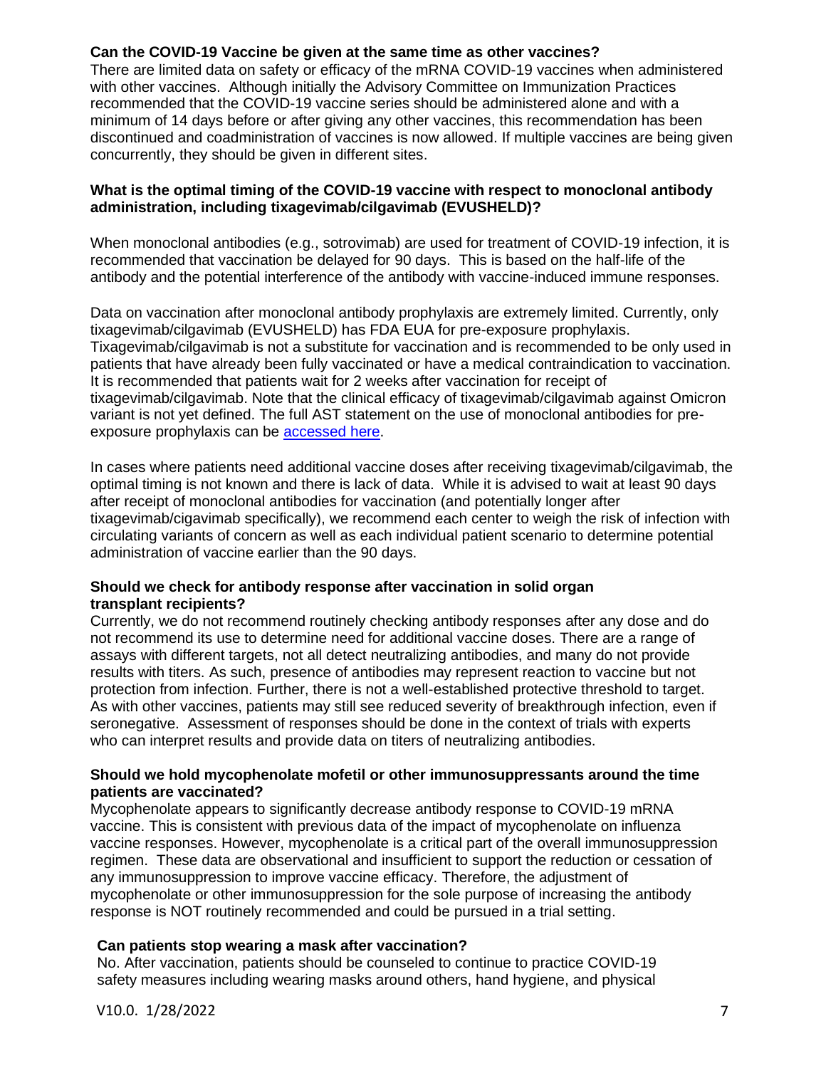**Can the COVID-19 Vaccine be given at the same time as other vaccines?**
There are limited data on safety or efficacy of the mRNA COVID-19 vaccines when administered with other vaccines. Although initially the Advisory Committee on Immunization Practices recommended that the COVID-19 vaccine series should be administered alone and with a minimum of 14 days before or after giving any other vaccines, this recommendation has been discontinued and coadministration of vaccines is now allowed. If multiple vaccines are being given concurrently, they should be given in different sites.

**What is the optimal timing of the COVID-19 vaccine with respect to monoclonal antibody administration, including tixagevimab/cilgavimab (EVUSHELD)?**

When monoclonal antibodies (e.g., sotrovimab) are used for treatment of COVID-19 infection, it is recommended that vaccination be delayed for 90 days. This is based on the half-life of the antibody and the potential interference of the antibody with vaccine-induced immune responses.

Data on vaccination after monoclonal antibody prophylaxis are extremely limited. Currently, only tixagevimab/cilgavimab (EVUSHELD) has FDA EUA for pre-exposure prophylaxis. Tixagevimab/cilgavimab is not a substitute for vaccination and is recommended to be only used in patients that have already been fully vaccinated or have a medical contraindication to vaccination. It is recommended that patients wait for 2 weeks after vaccination for receipt of tixagevimab/cilgavimab. Note that the clinical efficacy of tixagevimab/cilgavimab against Omicron variant is not yet defined. The full AST statement on the use of monoclonal antibodies for pre-exposure prophylaxis can be accessed here.

In cases where patients need additional vaccine doses after receiving tixagevimab/cilgavimab, the optimal timing is not known and there is lack of data. While it is advised to wait at least 90 days after receipt of monoclonal antibodies for vaccination (and potentially longer after tixagevimab/cigavimab specifically), we recommend each center to weigh the risk of infection with circulating variants of concern as well as each individual patient scenario to determine potential administration of vaccine earlier than the 90 days.

**Should we check for antibody response after vaccination in solid organ transplant recipients?**
Currently, we do not recommend routinely checking antibody responses after any dose and do not recommend its use to determine need for additional vaccine doses. There are a range of assays with different targets, not all detect neutralizing antibodies, and many do not provide results with titers. As such, presence of antibodies may represent reaction to vaccine but not protection from infection. Further, there is not a well-established protective threshold to target. As with other vaccines, patients may still see reduced severity of breakthrough infection, even if seronegative. Assessment of responses should be done in the context of trials with experts who can interpret results and provide data on titers of neutralizing antibodies.

**Should we hold mycophenolate mofetil or other immunosuppressants around the time patients are vaccinated?**
Mycophenolate appears to significantly decrease antibody response to COVID-19 mRNA vaccine. This is consistent with previous data of the impact of mycophenolate on influenza vaccine responses. However, mycophenolate is a critical part of the overall immunosuppression regimen. These data are observational and insufficient to support the reduction or cessation of any immunosuppression to improve vaccine efficacy. Therefore, the adjustment of mycophenolate or other immunosuppression for the sole purpose of increasing the antibody response is NOT routinely recommended and could be pursued in a trial setting.

**Can patients stop wearing a mask after vaccination?**
No. After vaccination, patients should be counseled to continue to practice COVID-19 safety measures including wearing masks around others, hand hygiene, and physical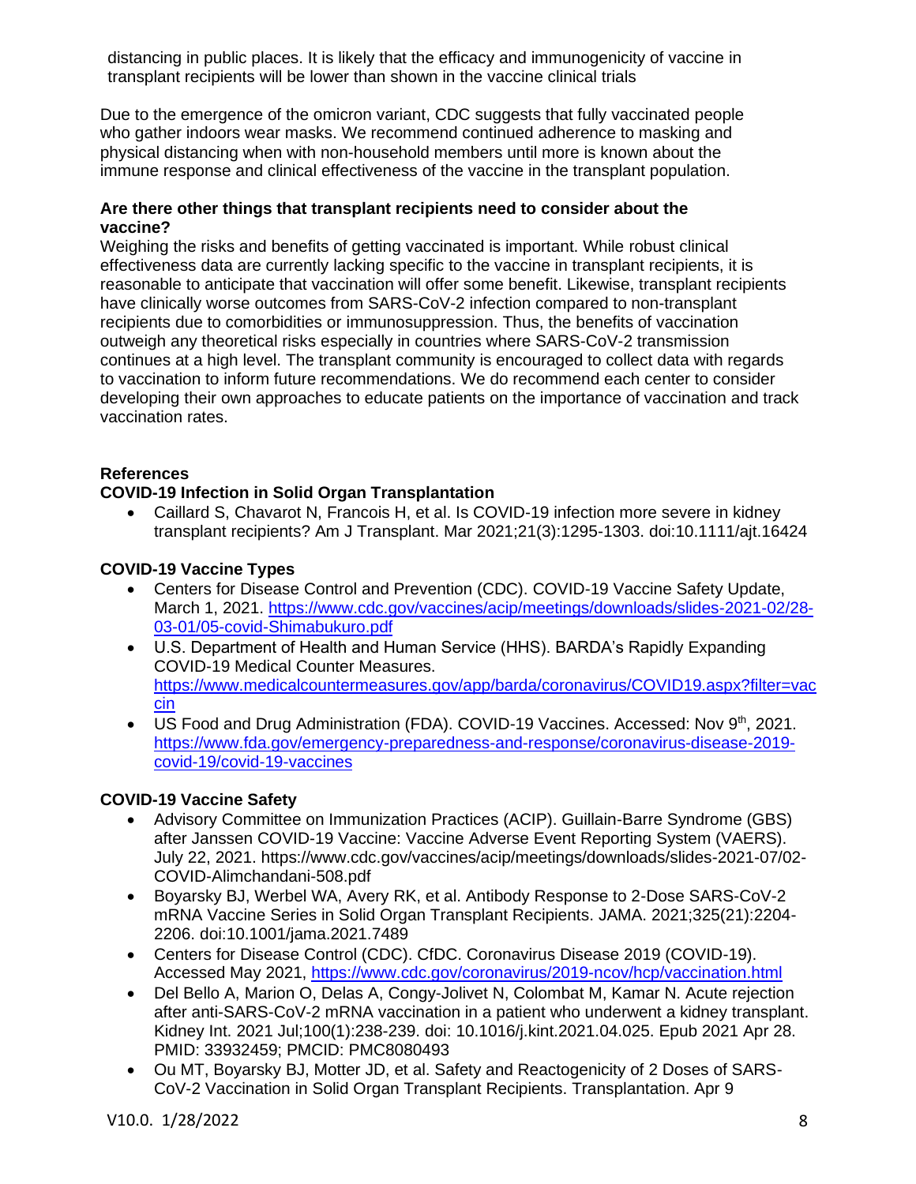distancing in public places. It is likely that the efficacy and immunogenicity of vaccine in transplant recipients will be lower than shown in the vaccine clinical trials

Due to the emergence of the omicron variant, CDC suggests that fully vaccinated people who gather indoors wear masks. We recommend continued adherence to masking and physical distancing when with non-household members until more is known about the immune response and clinical effectiveness of the vaccine in the transplant population.

**Are there other things that transplant recipients need to consider about the vaccine?**

Weighing the risks and benefits of getting vaccinated is important. While robust clinical effectiveness data are currently lacking specific to the vaccine in transplant recipients, it is reasonable to anticipate that vaccination will offer some benefit. Likewise, transplant recipients have clinically worse outcomes from SARS-CoV-2 infection compared to non-transplant recipients due to comorbidities or immunosuppression. Thus, the benefits of vaccination outweigh any theoretical risks especially in countries where SARS-CoV-2 transmission continues at a high level. The transplant community is encouraged to collect data with regards to vaccination to inform future recommendations. We do recommend each center to consider developing their own approaches to educate patients on the importance of vaccination and track vaccination rates.

**References**

**COVID-19 Infection in Solid Organ Transplantation**

- Caillard S, Chavarot N, Francois H, et al. Is COVID-19 infection more severe in kidney transplant recipients? Am J Transplant. Mar 2021;21(3):1295-1303. doi:10.1111/ajt.16424

**COVID-19 Vaccine Types**

- Centers for Disease Control and Prevention (CDC). COVID-19 Vaccine Safety Update, March 1, 2021. https://www.cdc.gov/vaccines/acip/meetings/downloads/slides-2021-02/28-03-01/05-covid-Shimabukuro.pdf
- U.S. Department of Health and Human Service (HHS). BARDA's Rapidly Expanding COVID-19 Medical Counter Measures. https://www.medicalcountermeasures.gov/app/barda/coronavirus/COVID19.aspx?filter=vaccin
- US Food and Drug Administration (FDA). COVID-19 Vaccines. Accessed: Nov 9th, 2021. https://www.fda.gov/emergency-preparedness-and-response/coronavirus-disease-2019-covid-19/covid-19-vaccines

**COVID-19 Vaccine Safety**

- Advisory Committee on Immunization Practices (ACIP). Guillain-Barre Syndrome (GBS) after Janssen COVID-19 Vaccine: Vaccine Adverse Event Reporting System (VAERS). July 22, 2021. https://www.cdc.gov/vaccines/acip/meetings/downloads/slides-2021-07/02-COVID-Alimchandani-508.pdf
- Boyarsky BJ, Werbel WA, Avery RK, et al. Antibody Response to 2-Dose SARS-CoV-2 mRNA Vaccine Series in Solid Organ Transplant Recipients. JAMA. 2021;325(21):2204-2206. doi:10.1001/jama.2021.7489
- Centers for Disease Control (CDC). CfDC. Coronavirus Disease 2019 (COVID-19). Accessed May 2021, https://www.cdc.gov/coronavirus/2019-ncov/hcp/vaccination.html
- Del Bello A, Marion O, Delas A, Congy-Jolivet N, Colombat M, Kamar N. Acute rejection after anti-SARS-CoV-2 mRNA vaccination in a patient who underwent a kidney transplant. Kidney Int. 2021 Jul;100(1):238-239. doi: 10.1016/j.kint.2021.04.025. Epub 2021 Apr 28. PMID: 33932459; PMCID: PMC8080493
- Ou MT, Boyarsky BJ, Motter JD, et al. Safety and Reactogenicity of 2 Doses of SARS-CoV-2 Vaccination in Solid Organ Transplant Recipients. Transplantation. Apr 9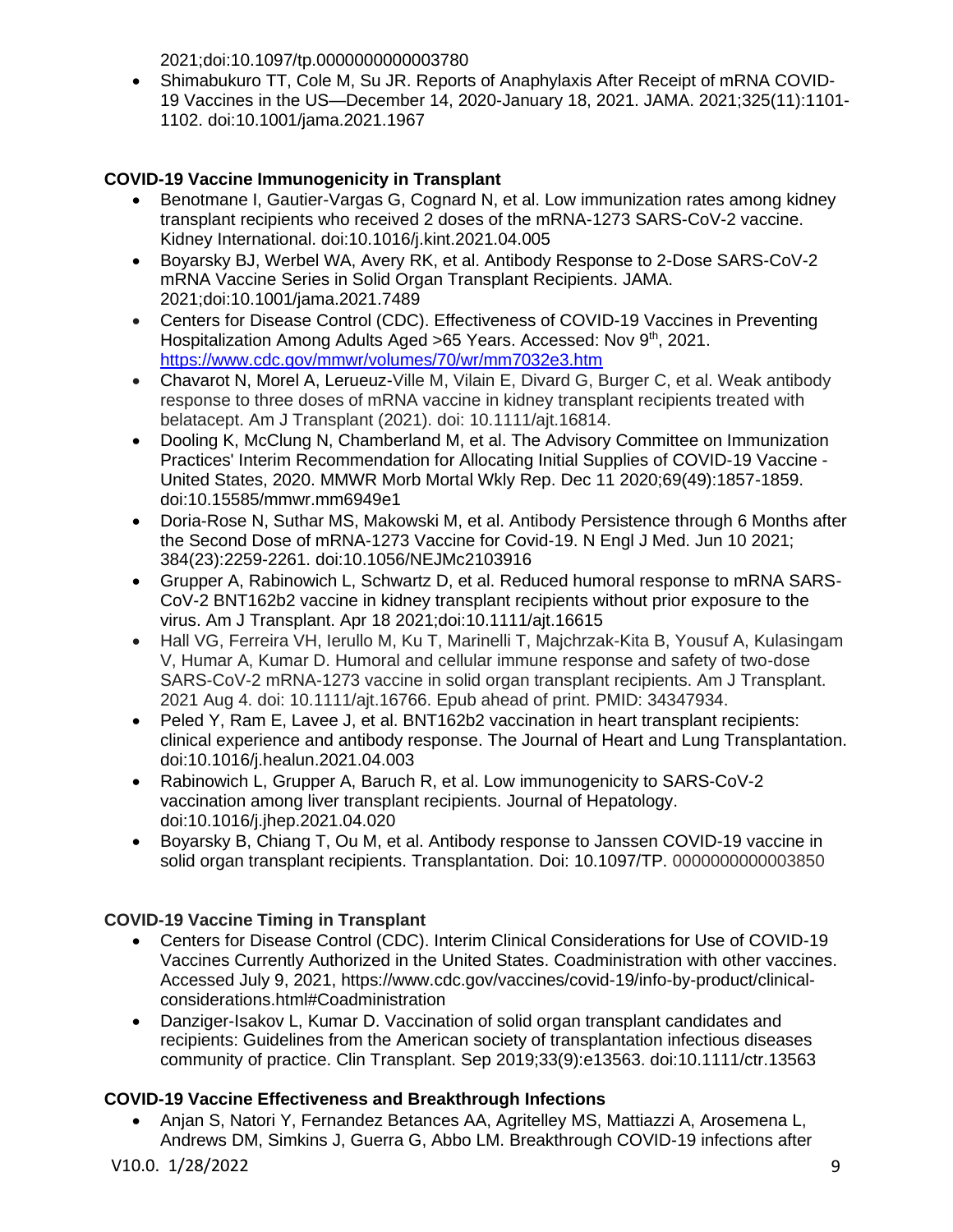2021;doi:10.1097/tp.0000000000003780

- Shimabukuro TT, Cole M, Su JR. Reports of Anaphylaxis After Receipt of mRNA COVID-19 Vaccines in the US—December 14, 2020-January 18, 2021. JAMA. 2021;325(11):1101-1102. doi:10.1001/jama.2021.1967

**COVID-19 Vaccine Immunogenicity in Transplant**

- Benotmane I, Gautier-Vargas G, Cognard N, et al. Low immunization rates among kidney transplant recipients who received 2 doses of the mRNA-1273 SARS-CoV-2 vaccine. Kidney International. doi:10.1016/j.kint.2021.04.005
- Boyarsky BJ, Werbel WA, Avery RK, et al. Antibody Response to 2-Dose SARS-CoV-2 mRNA Vaccine Series in Solid Organ Transplant Recipients. JAMA. 2021;doi:10.1001/jama.2021.7489
- Centers for Disease Control (CDC). Effectiveness of COVID-19 Vaccines in Preventing Hospitalization Among Adults Aged >65 Years. Accessed: Nov 9th, 2021. https://www.cdc.gov/mmwr/volumes/70/wr/mm7032e3.htm
- Chavarot N, Morel A, Lerueuz-Ville M, Vilain E, Divard G, Burger C, et al. Weak antibody response to three doses of mRNA vaccine in kidney transplant recipients treated with belatacept. Am J Transplant (2021). doi: 10.1111/ajt.16814.
- Dooling K, McClung N, Chamberland M, et al. The Advisory Committee on Immunization Practices' Interim Recommendation for Allocating Initial Supplies of COVID-19 Vaccine - United States, 2020. MMWR Morb Mortal Wkly Rep. Dec 11 2020;69(49):1857-1859. doi:10.15585/mmwr.mm6949e1
- Doria-Rose N, Suthar MS, Makowski M, et al. Antibody Persistence through 6 Months after the Second Dose of mRNA-1273 Vaccine for Covid-19. N Engl J Med. Jun 10 2021; 384(23):2259-2261. doi:10.1056/NEJMc2103916
- Grupper A, Rabinowich L, Schwartz D, et al. Reduced humoral response to mRNA SARS-CoV-2 BNT162b2 vaccine in kidney transplant recipients without prior exposure to the virus. Am J Transplant. Apr 18 2021;doi:10.1111/ajt.16615
- Hall VG, Ferreira VH, Ierullo M, Ku T, Marinelli T, Majchrzak-Kita B, Yousuf A, Kulasingam V, Humar A, Kumar D. Humoral and cellular immune response and safety of two-dose SARS-CoV-2 mRNA-1273 vaccine in solid organ transplant recipients. Am J Transplant. 2021 Aug 4. doi: 10.1111/ajt.16766. Epub ahead of print. PMID: 34347934.
- Peled Y, Ram E, Lavee J, et al. BNT162b2 vaccination in heart transplant recipients: clinical experience and antibody response. The Journal of Heart and Lung Transplantation. doi:10.1016/j.healun.2021.04.003
- Rabinowich L, Grupper A, Baruch R, et al. Low immunogenicity to SARS-CoV-2 vaccination among liver transplant recipients. Journal of Hepatology. doi:10.1016/j.jhep.2021.04.020
- Boyarsky B, Chiang T, Ou M, et al. Antibody response to Janssen COVID-19 vaccine in solid organ transplant recipients. Transplantation. Doi: 10.1097/TP. 0000000000003850

**COVID-19 Vaccine Timing in Transplant**

- Centers for Disease Control (CDC). Interim Clinical Considerations for Use of COVID-19 Vaccines Currently Authorized in the United States. Coadministration with other vaccines. Accessed July 9, 2021, https://www.cdc.gov/vaccines/covid-19/info-by-product/clinical-considerations.html#Coadministration
- Danziger-Isakov L, Kumar D. Vaccination of solid organ transplant candidates and recipients: Guidelines from the American society of transplantation infectious diseases community of practice. Clin Transplant. Sep 2019;33(9):e13563. doi:10.1111/ctr.13563

**COVID-19 Vaccine Effectiveness and Breakthrough Infections**

- Anjan S, Natori Y, Fernandez Betances AA, Agritelley MS, Mattiazzi A, Arosemena L, Andrews DM, Simkins J, Guerra G, Abbo LM. Breakthrough COVID-19 infections after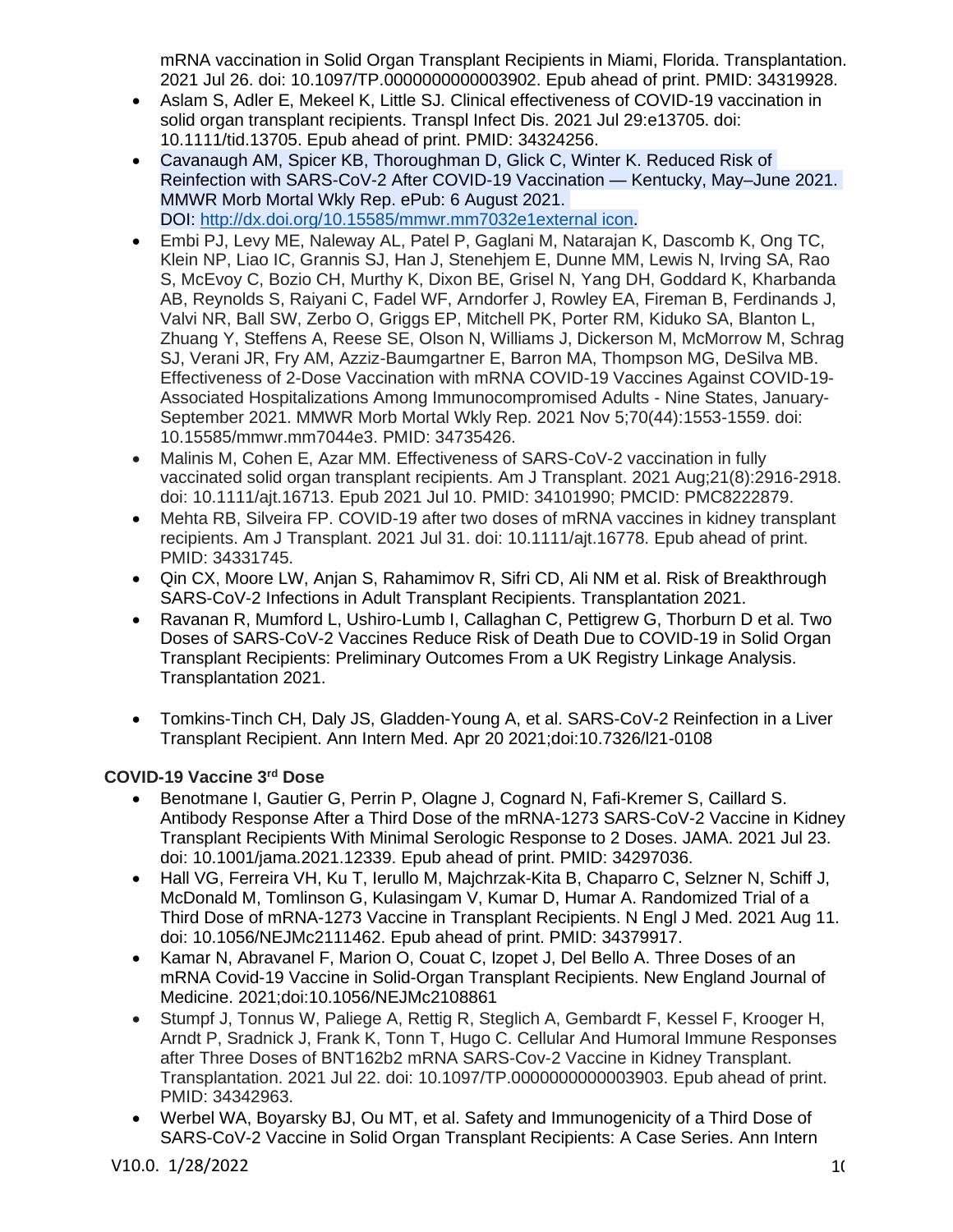mRNA vaccination in Solid Organ Transplant Recipients in Miami, Florida. Transplantation. 2021 Jul 26. doi: 10.1097/TP.0000000000003902. Epub ahead of print. PMID: 34319928.

- Aslam S, Adler E, Mekeel K, Little SJ. Clinical effectiveness of COVID-19 vaccination in solid organ transplant recipients. Transpl Infect Dis. 2021 Jul 29:e13705. doi: 10.1111/tid.13705. Epub ahead of print. PMID: 34324256.
- Cavanaugh AM, Spicer KB, Thoroughman D, Glick C, Winter K. Reduced Risk of Reinfection with SARS-CoV-2 After COVID-19 Vaccination — Kentucky, May–June 2021. MMWR Morb Mortal Wkly Rep. ePub: 6 August 2021. DOI: [http://dx.doi.org/10.15585/mmwr.mm7032e1external icon](http://dx.doi.org/10.15585/mmwr.mm7032e1).
- Embi PJ, Levy ME, Naleway AL, Patel P, Gaglani M, Natarajan K, Dascomb K, Ong TC, Klein NP, Liao IC, Grannis SJ, Han J, Stenehjem E, Dunne MM, Lewis N, Irving SA, Rao S, McEvoy C, Bozio CH, Murthy K, Dixon BE, Grisel N, Yang DH, Goddard K, Kharbanda AB, Reynolds S, Raiyani C, Fadel WF, Arndorfer J, Rowley EA, Fireman B, Ferdinands J, Valvi NR, Ball SW, Zerbo O, Griggs EP, Mitchell PK, Porter RM, Kiduko SA, Blanton L, Zhuang Y, Steffens A, Reese SE, Olson N, Williams J, Dickerson M, McMorrow M, Schrag SJ, Verani JR, Fry AM, Azziz-Baumgartner E, Barron MA, Thompson MG, DeSilva MB. Effectiveness of 2-Dose Vaccination with mRNA COVID-19 Vaccines Against COVID-19-Associated Hospitalizations Among Immunocompromised Adults - Nine States, January-September 2021. MMWR Morb Mortal Wkly Rep. 2021 Nov 5;70(44):1553-1559. doi: 10.15585/mmwr.mm7044e3. PMID: 34735426.
- Malinis M, Cohen E, Azar MM. Effectiveness of SARS-CoV-2 vaccination in fully vaccinated solid organ transplant recipients. Am J Transplant. 2021 Aug;21(8):2916-2918. doi: 10.1111/ajt.16713. Epub 2021 Jul 10. PMID: 34101990; PMCID: PMC8222879.
- Mehta RB, Silveira FP. COVID-19 after two doses of mRNA vaccines in kidney transplant recipients. Am J Transplant. 2021 Jul 31. doi: 10.1111/ajt.16778. Epub ahead of print. PMID: 34331745.
- Qin CX, Moore LW, Anjan S, Rahamimov R, Sifri CD, Ali NM et al. Risk of Breakthrough SARS-CoV-2 Infections in Adult Transplant Recipients. Transplantation 2021.
- Ravanan R, Mumford L, Ushiro-Lumb I, Callaghan C, Pettigrew G, Thorburn D et al. Two Doses of SARS-CoV-2 Vaccines Reduce Risk of Death Due to COVID-19 in Solid Organ Transplant Recipients: Preliminary Outcomes From a UK Registry Linkage Analysis. Transplantation 2021.
- Tomkins-Tinch CH, Daly JS, Gladden-Young A, et al. SARS-CoV-2 Reinfection in a Liver Transplant Recipient. Ann Intern Med. Apr 20 2021;doi:10.7326/l21-0108

**COVID-19 Vaccine 3rd Dose**

- Benotmane I, Gautier G, Perrin P, Olagne J, Cognard N, Fafi-Kremer S, Caillard S. Antibody Response After a Third Dose of the mRNA-1273 SARS-CoV-2 Vaccine in Kidney Transplant Recipients With Minimal Serologic Response to 2 Doses. JAMA. 2021 Jul 23. doi: 10.1001/jama.2021.12339. Epub ahead of print. PMID: 34297036.
- Hall VG, Ferreira VH, Ku T, Ierullo M, Majchrzak-Kita B, Chaparro C, Selzner N, Schiff J, McDonald M, Tomlinson G, Kulasingam V, Kumar D, Humar A. Randomized Trial of a Third Dose of mRNA-1273 Vaccine in Transplant Recipients. N Engl J Med. 2021 Aug 11. doi: 10.1056/NEJMc2111462. Epub ahead of print. PMID: 34379917.
- Kamar N, Abravanel F, Marion O, Couat C, Izopet J, Del Bello A. Three Doses of an mRNA Covid-19 Vaccine in Solid-Organ Transplant Recipients. New England Journal of Medicine. 2021;doi:10.1056/NEJMc2108861
- Stumpf J, Tonnus W, Paliege A, Rettig R, Steglich A, Gembardt F, Kessel F, Krooger H, Arndt P, Sradnick J, Frank K, Tonn T, Hugo C. Cellular And Humoral Immune Responses after Three Doses of BNT162b2 mRNA SARS-Cov-2 Vaccine in Kidney Transplant. Transplantation. 2021 Jul 22. doi: 10.1097/TP.0000000000003903. Epub ahead of print. PMID: 34342963.
- Werbel WA, Boyarsky BJ, Ou MT, et al. Safety and Immunogenicity of a Third Dose of SARS-CoV-2 Vaccine in Solid Organ Transplant Recipients: A Case Series. Ann Intern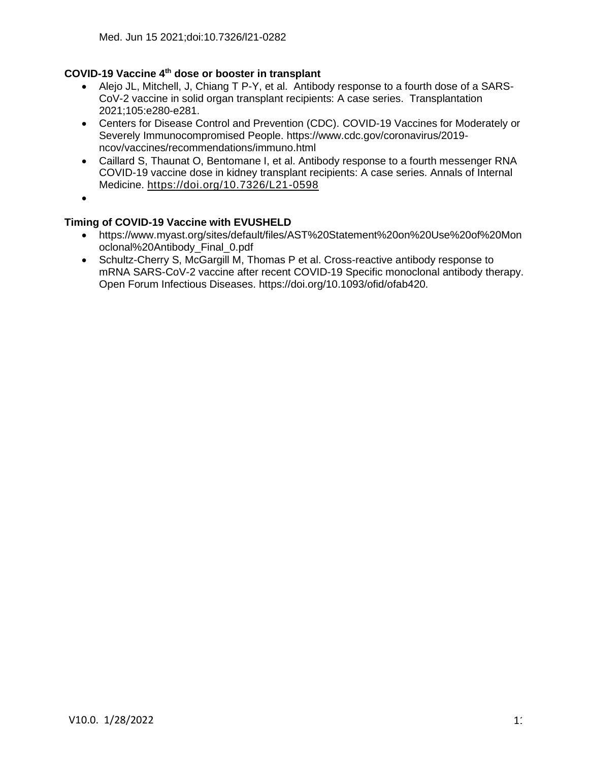Med. Jun 15 2021;doi:10.7326/l21-0282

**COVID-19 Vaccine 4th dose or booster in transplant**

- Alejo JL, Mitchell, J, Chiang T P-Y, et al. Antibody response to a fourth dose of a SARS-CoV-2 vaccine in solid organ transplant recipients: A case series. Transplantation 2021;105:e280-e281.
- Centers for Disease Control and Prevention (CDC). COVID-19 Vaccines for Moderately or Severely Immunocompromised People. https://www.cdc.gov/coronavirus/2019-ncov/vaccines/recommendations/immuno.html
- Caillard S, Thaunat O, Bentomane I, et al. Antibody response to a fourth messenger RNA COVID-19 vaccine dose in kidney transplant recipients: A case series. Annals of Internal Medicine. https://doi.org/10.7326/L21-0598
-

**Timing of COVID-19 Vaccine with EVUSHELD**

- https://www.myast.org/sites/default/files/AST%20Statement%20on%20Use%20of%20Monoclonal%20Antibody_Final_0.pdf
- Schultz-Cherry S, McGargill M, Thomas P et al. Cross-reactive antibody response to mRNA SARS-CoV-2 vaccine after recent COVID-19 Specific monoclonal antibody therapy. Open Forum Infectious Diseases. https://doi.org/10.1093/ofid/ofab420.

V10.0. 1/28/2022